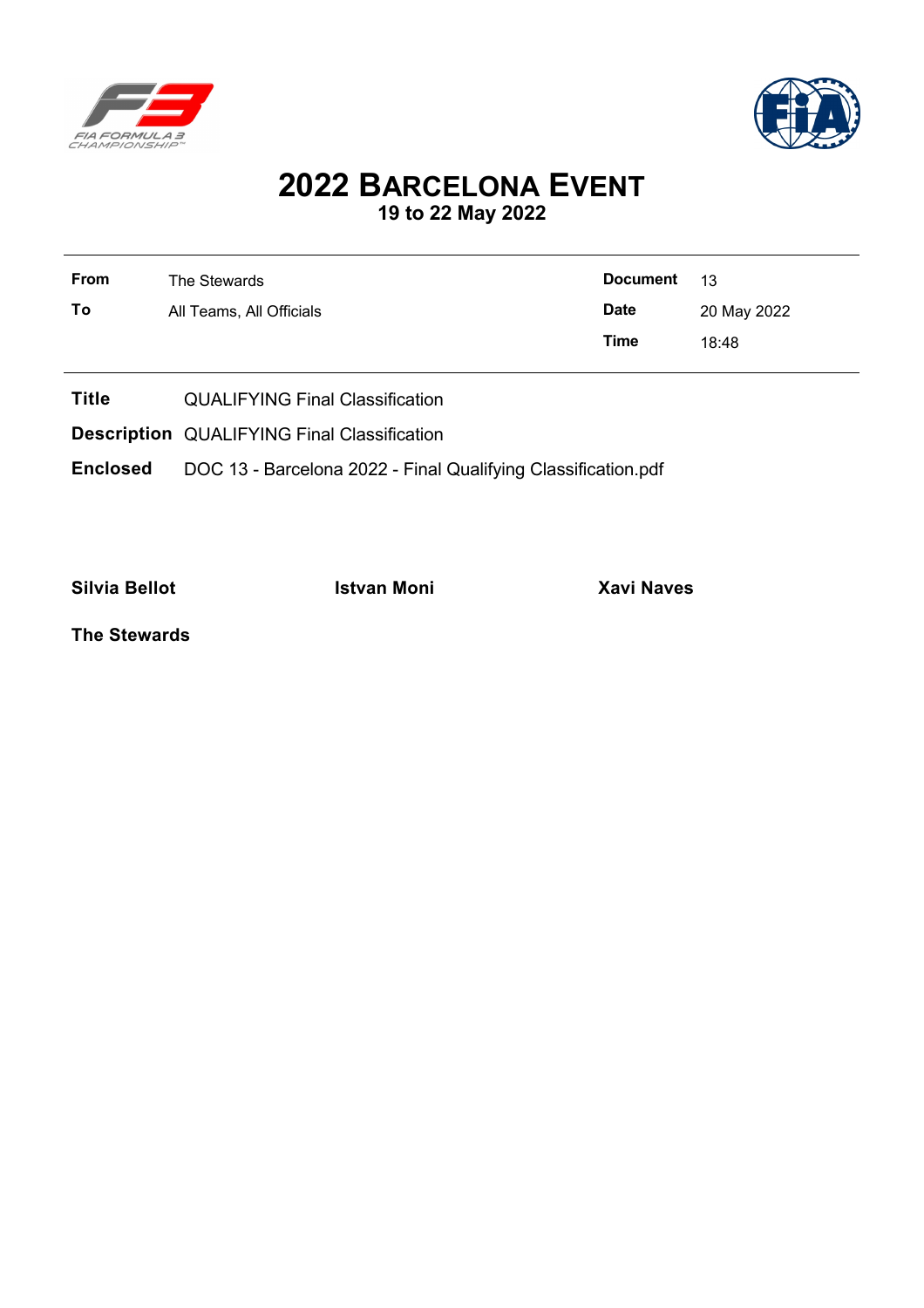# 2022 BARCELONA EVENT

## 19 to 22 May 2022

| **From** | The Stewards | **Document** | 13 |
|---|---|---|---|
| **To** | All Teams, All Officials | **Date** | 20 May 2022 |
| | | **Time** | 18:48 |

**Title** QUALIFYING Final Classification

**Description** QUALIFYING Final Classification

**Enclosed** DOC 13 - Barcelona 2022 - Final Qualifying Classification.pdf

**Silvia Bellot** **Istvan Moni** **Xavi Naves**

**The Stewards**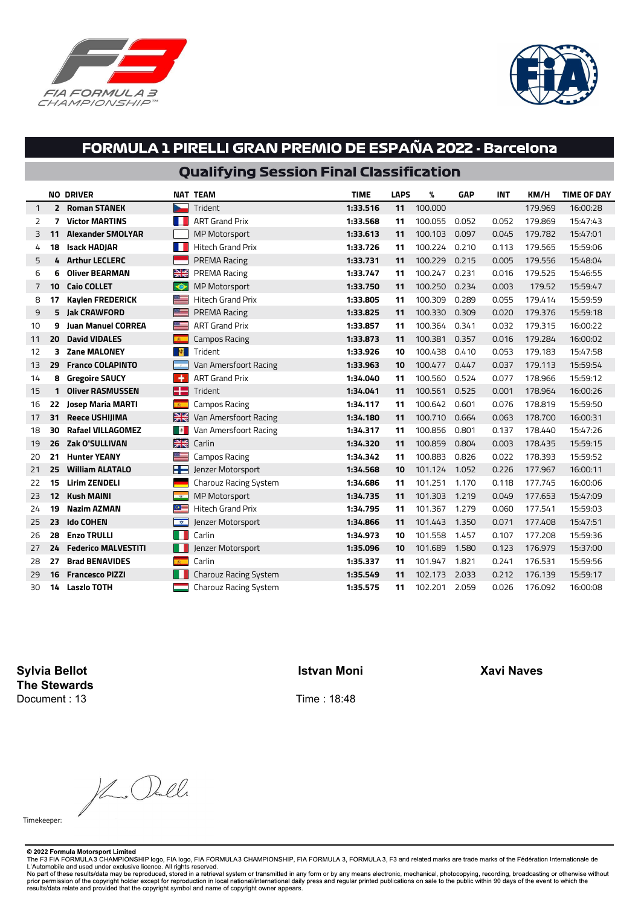# FORMULA 1 PIRELLI GRAN PREMIO DE ESPAÑA 2022 - Barcelona

## Qualifying Session Final Classification

| | NO | DRIVER | NAT | TEAM | TIME | LAPS | % | GAP | INT | KM/H | TIME OF DAY |
|---|---|---|---|---|---|---|---|---|---|---|---|
| 1 | 2 | Roman STANEK | | Trident | 1:33.516 | 11 | 100.000 | | | 179.969 | 16:00:28 |
| 2 | 7 | Victor MARTINS | | ART Grand Prix | 1:33.568 | 11 | 100.055 | 0.052 | 0.052 | 179.869 | 15:47:43 |
| 3 | 11 | Alexander SMOLYAR | | MP Motorsport | 1:33.613 | 11 | 100.103 | 0.097 | 0.045 | 179.782 | 15:47:01 |
| 4 | 18 | Isack HADJAR | | Hitech Grand Prix | 1:33.726 | 11 | 100.224 | 0.210 | 0.113 | 179.565 | 15:59:06 |
| 5 | 4 | Arthur LECLERC | | PREMA Racing | 1:33.731 | 11 | 100.229 | 0.215 | 0.005 | 179.556 | 15:48:04 |
| 6 | 6 | Oliver BEARMAN | | PREMA Racing | 1:33.747 | 11 | 100.247 | 0.231 | 0.016 | 179.525 | 15:46:55 |
| 7 | 10 | Caio COLLET | | MP Motorsport | 1:33.750 | 11 | 100.250 | 0.234 | 0.003 | 179.52 | 15:59:47 |
| 8 | 17 | Kaylen FREDERICK | | Hitech Grand Prix | 1:33.805 | 11 | 100.309 | 0.289 | 0.055 | 179.414 | 15:59:59 |
| 9 | 5 | Jak CRAWFORD | | PREMA Racing | 1:33.825 | 11 | 100.330 | 0.309 | 0.020 | 179.376 | 15:59:18 |
| 10 | 9 | Juan Manuel CORREA | | ART Grand Prix | 1:33.857 | 11 | 100.364 | 0.341 | 0.032 | 179.315 | 16:00:22 |
| 11 | 20 | David VIDALES | | Campos Racing | 1:33.873 | 11 | 100.381 | 0.357 | 0.016 | 179.284 | 16:00:02 |
| 12 | 3 | Zane MALONEY | | Trident | 1:33.926 | 10 | 100.438 | 0.410 | 0.053 | 179.183 | 15:47:58 |
| 13 | 29 | Franco COLAPINTO | | Van Amersfoort Racing | 1:33.963 | 10 | 100.477 | 0.447 | 0.037 | 179.113 | 15:59:54 |
| 14 | 8 | Gregoire SAUCY | | ART Grand Prix | 1:34.040 | 11 | 100.560 | 0.524 | 0.077 | 178.966 | 15:59:12 |
| 15 | 1 | Oliver RASMUSSEN | | Trident | 1:34.041 | 11 | 100.561 | 0.525 | 0.001 | 178.964 | 16:00:26 |
| 16 | 22 | Josep Maria MARTI | | Campos Racing | 1:34.117 | 11 | 100.642 | 0.601 | 0.076 | 178.819 | 15:59:50 |
| 17 | 31 | Reece USHIJIMA | | Van Amersfoort Racing | 1:34.180 | 11 | 100.710 | 0.664 | 0.063 | 178.700 | 16:00:31 |
| 18 | 30 | Rafael VILLAGOMEZ | | Van Amersfoort Racing | 1:34.317 | 11 | 100.856 | 0.801 | 0.137 | 178.440 | 15:47:26 |
| 19 | 26 | Zak O'SULLIVAN | | Carlin | 1:34.320 | 11 | 100.859 | 0.804 | 0.003 | 178.435 | 15:59:15 |
| 20 | 21 | Hunter YEANY | | Campos Racing | 1:34.342 | 11 | 100.883 | 0.826 | 0.022 | 178.393 | 15:59:52 |
| 21 | 25 | William ALATALO | | Jenzer Motorsport | 1:34.568 | 10 | 101.124 | 1.052 | 0.226 | 177.967 | 16:00:11 |
| 22 | 15 | Lirim ZENDELI | | Charouz Racing System | 1:34.686 | 11 | 101.251 | 1.170 | 0.118 | 177.745 | 16:00:06 |
| 23 | 12 | Kush MAINI | | MP Motorsport | 1:34.735 | 11 | 101.303 | 1.219 | 0.049 | 177.653 | 15:47:09 |
| 24 | 19 | Nazim AZMAN | | Hitech Grand Prix | 1:34.795 | 11 | 101.367 | 1.279 | 0.060 | 177.541 | 15:59:03 |
| 25 | 23 | Ido COHEN | | Jenzer Motorsport | 1:34.866 | 11 | 101.443 | 1.350 | 0.071 | 177.408 | 15:47:51 |
| 26 | 28 | Enzo TRULLI | | Carlin | 1:34.973 | 10 | 101.558 | 1.457 | 0.107 | 177.208 | 15:59:36 |
| 27 | 24 | Federico MALVESTITI | | Jenzer Motorsport | 1:35.096 | 10 | 101.689 | 1.580 | 0.123 | 176.979 | 15:37:00 |
| 28 | 27 | Brad BENAVIDES | | Carlin | 1:35.337 | 11 | 101.947 | 1.821 | 0.241 | 176.531 | 15:59:56 |
| 29 | 16 | Francesco PIZZI | | Charouz Racing System | 1:35.549 | 11 | 102.173 | 2.033 | 0.212 | 176.139 | 15:59:17 |
| 30 | 14 | Laszlo TOTH | | Charouz Racing System | 1:35.575 | 11 | 102.201 | 2.059 | 0.026 | 176.092 | 16:00:08 |

**Sylvia Bellot** | **Istvan Moni** | **Xavi Naves**

**The Stewards**

Document : 13

Time : 18:48

Timekeeper:

© 2022 Formula Motorsport Limited
The F3 FIA FORMULA 3 CHAMPIONSHIP logo, FIA logo, FIA FORMULA3 CHAMPIONSHIP, FIA FORMULA 3, FORMULA 3, F3 and related marks are trade marks of the Fédération Internationale de L'Automobile and used under exclusive licence. All rights reserved.
No part of these results/data may be reproduced, stored in a retrieval system or transmitted in any form or by any means electronic, mechanical, photocopying, recording, broadcasting or otherwise without prior permission of the copyright holder except for reproduction in local national/international daily press and regular printed publications on sale to the public within 90 days of the event to which the results/data relate and provided that the copyright symbol and name of copyright owner appears.